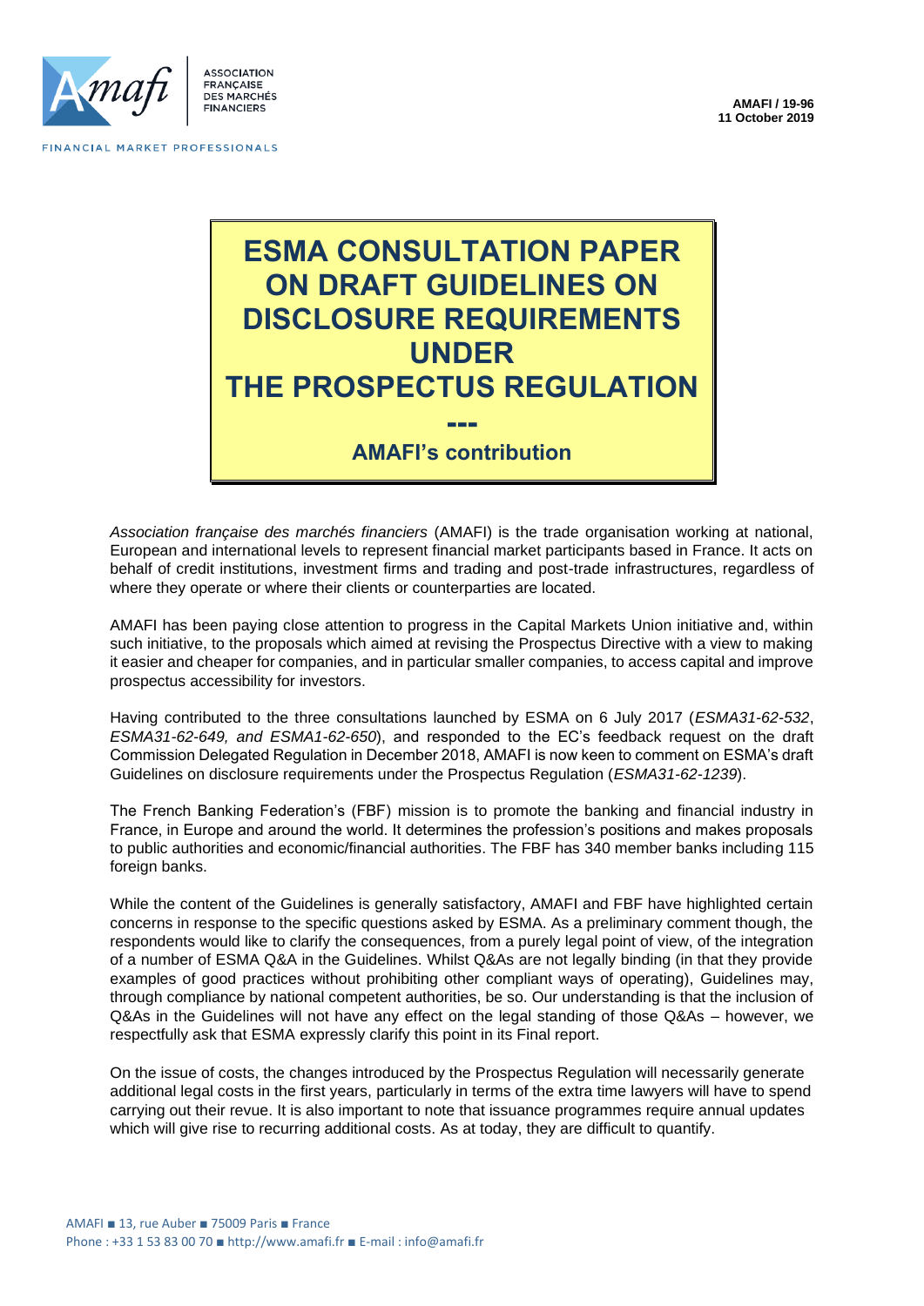ASSOCIATION FRANÇAISE DES MARCHÉS FINANCIERS

FINANCIAL MARKET PROFESSIONALS

**AMAFI / 19-96**
**11 October 2019**

# ESMA CONSULTATION PAPER ON DRAFT GUIDELINES ON DISCLOSURE REQUIREMENTS UNDER THE PROSPECTUS REGULATION

**---**

## AMAFI's contribution

*Association française des marchés financiers* (AMAFI) is the trade organisation working at national, European and international levels to represent financial market participants based in France. It acts on behalf of credit institutions, investment firms and trading and post-trade infrastructures, regardless of where they operate or where their clients or counterparties are located.

AMAFI has been paying close attention to progress in the Capital Markets Union initiative and, within such initiative, to the proposals which aimed at revising the Prospectus Directive with a view to making it easier and cheaper for companies, and in particular smaller companies, to access capital and improve prospectus accessibility for investors.

Having contributed to the three consultations launched by ESMA on 6 July 2017 (*ESMA31-62-532*, *ESMA31-62-649, and ESMA1-62-650*), and responded to the EC's feedback request on the draft Commission Delegated Regulation in December 2018, AMAFI is now keen to comment on ESMA's draft Guidelines on disclosure requirements under the Prospectus Regulation (*ESMA31-62-1239*).

The French Banking Federation's (FBF) mission is to promote the banking and financial industry in France, in Europe and around the world. It determines the profession's positions and makes proposals to public authorities and economic/financial authorities. The FBF has 340 member banks including 115 foreign banks.

While the content of the Guidelines is generally satisfactory, AMAFI and FBF have highlighted certain concerns in response to the specific questions asked by ESMA. As a preliminary comment though, the respondents would like to clarify the consequences, from a purely legal point of view, of the integration of a number of ESMA Q&A in the Guidelines. Whilst Q&As are not legally binding (in that they provide examples of good practices without prohibiting other compliant ways of operating), Guidelines may, through compliance by national competent authorities, be so. Our understanding is that the inclusion of Q&As in the Guidelines will not have any effect on the legal standing of those Q&As – however, we respectfully ask that ESMA expressly clarify this point in its Final report.

On the issue of costs, the changes introduced by the Prospectus Regulation will necessarily generate additional legal costs in the first years, particularly in terms of the extra time lawyers will have to spend carrying out their revue. It is also important to note that issuance programmes require annual updates which will give rise to recurring additional costs. As at today, they are difficult to quantify.

AMAFI ■ 13, rue Auber ■ 75009 Paris ■ France
Phone : +33 1 53 83 00 70 ■ http://www.amafi.fr ■ E-mail : info@amafi.fr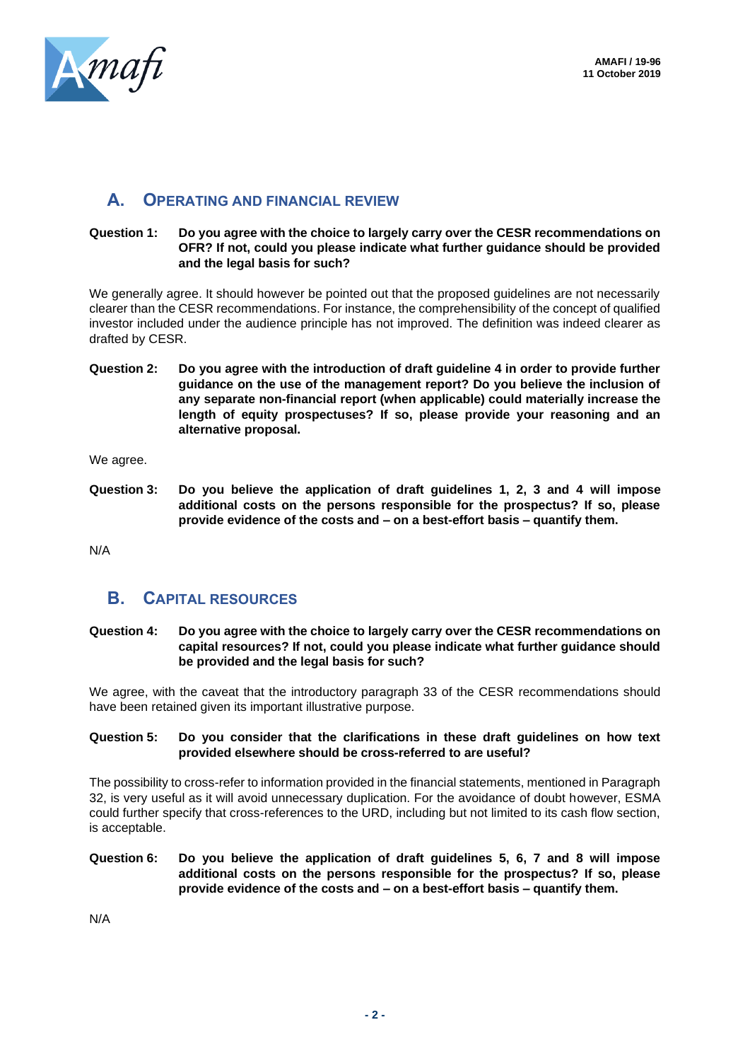## A. Operating and Financial Review

**Question 1: Do you agree with the choice to largely carry over the CESR recommendations on OFR? If not, could you please indicate what further guidance should be provided and the legal basis for such?**

We generally agree. It should however be pointed out that the proposed guidelines are not necessarily clearer than the CESR recommendations. For instance, the comprehensibility of the concept of qualified investor included under the audience principle has not improved. The definition was indeed clearer as drafted by CESR.

**Question 2: Do you agree with the introduction of draft guideline 4 in order to provide further guidance on the use of the management report? Do you believe the inclusion of any separate non-financial report (when applicable) could materially increase the length of equity prospectuses? If so, please provide your reasoning and an alternative proposal.**

We agree.

**Question 3: Do you believe the application of draft guidelines 1, 2, 3 and 4 will impose additional costs on the persons responsible for the prospectus? If so, please provide evidence of the costs and – on a best-effort basis – quantify them.**

N/A

## B. Capital Resources

**Question 4: Do you agree with the choice to largely carry over the CESR recommendations on capital resources? If not, could you please indicate what further guidance should be provided and the legal basis for such?**

We agree, with the caveat that the introductory paragraph 33 of the CESR recommendations should have been retained given its important illustrative purpose.

**Question 5: Do you consider that the clarifications in these draft guidelines on how text provided elsewhere should be cross-referred to are useful?**

The possibility to cross-refer to information provided in the financial statements, mentioned in Paragraph 32, is very useful as it will avoid unnecessary duplication. For the avoidance of doubt however, ESMA could further specify that cross-references to the URD, including but not limited to its cash flow section, is acceptable.

**Question 6: Do you believe the application of draft guidelines 5, 6, 7 and 8 will impose additional costs on the persons responsible for the prospectus? If so, please provide evidence of the costs and – on a best-effort basis – quantify them.**

N/A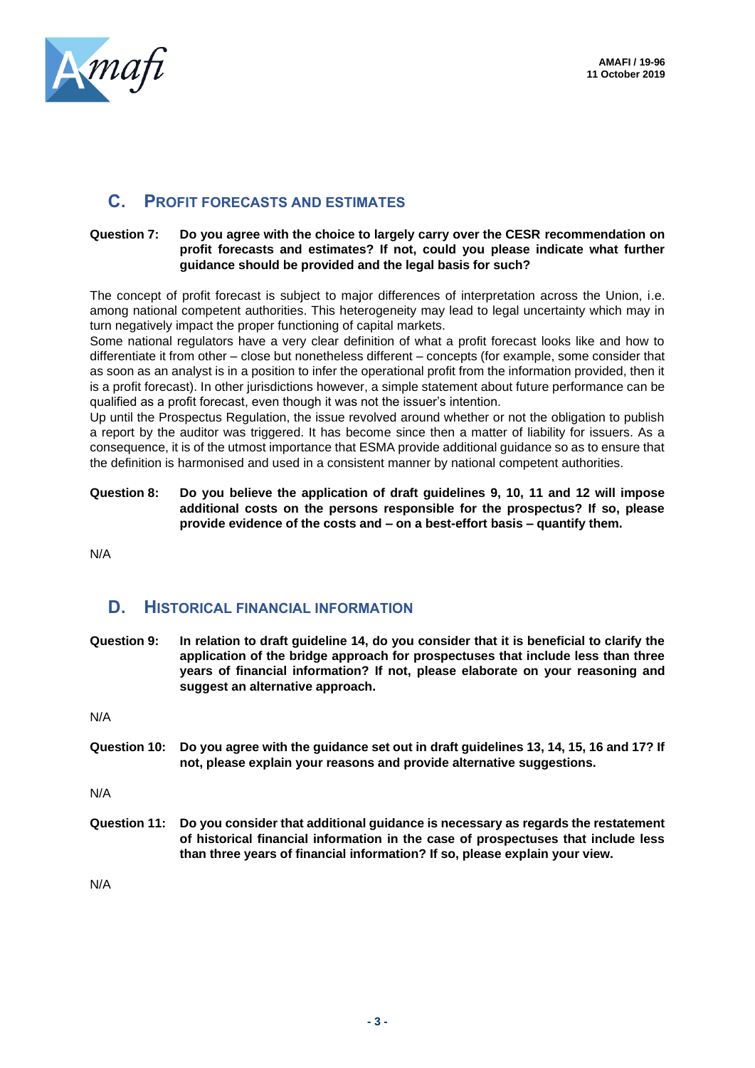## C. Profit forecasts and estimates

**Question 7: Do you agree with the choice to largely carry over the CESR recommendation on profit forecasts and estimates? If not, could you please indicate what further guidance should be provided and the legal basis for such?**

The concept of profit forecast is subject to major differences of interpretation across the Union, i.e. among national competent authorities. This heterogeneity may lead to legal uncertainty which may in turn negatively impact the proper functioning of capital markets.
Some national regulators have a very clear definition of what a profit forecast looks like and how to differentiate it from other – close but nonetheless different – concepts (for example, some consider that as soon as an analyst is in a position to infer the operational profit from the information provided, then it is a profit forecast). In other jurisdictions however, a simple statement about future performance can be qualified as a profit forecast, even though it was not the issuer's intention.
Up until the Prospectus Regulation, the issue revolved around whether or not the obligation to publish a report by the auditor was triggered. It has become since then a matter of liability for issuers. As a consequence, it is of the utmost importance that ESMA provide additional guidance so as to ensure that the definition is harmonised and used in a consistent manner by national competent authorities.

**Question 8: Do you believe the application of draft guidelines 9, 10, 11 and 12 will impose additional costs on the persons responsible for the prospectus? If so, please provide evidence of the costs and – on a best-effort basis – quantify them.**

N/A

## D. Historical financial information

**Question 9: In relation to draft guideline 14, do you consider that it is beneficial to clarify the application of the bridge approach for prospectuses that include less than three years of financial information? If not, please elaborate on your reasoning and suggest an alternative approach.**

N/A

**Question 10: Do you agree with the guidance set out in draft guidelines 13, 14, 15, 16 and 17? If not, please explain your reasons and provide alternative suggestions.**

N/A

**Question 11: Do you consider that additional guidance is necessary as regards the restatement of historical financial information in the case of prospectuses that include less than three years of financial information? If so, please explain your view.**

N/A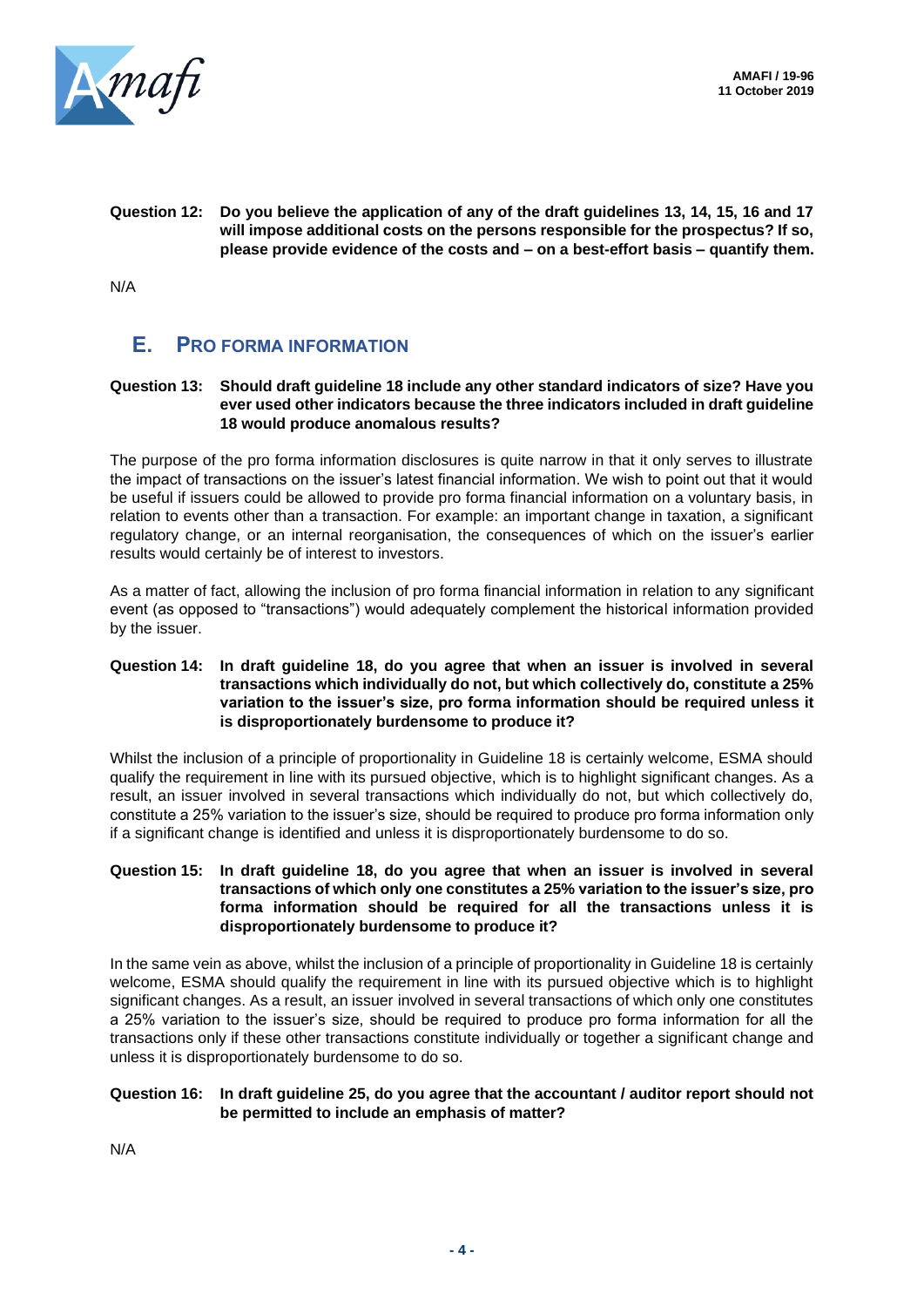**Question 12: Do you believe the application of any of the draft guidelines 13, 14, 15, 16 and 17 will impose additional costs on the persons responsible for the prospectus? If so, please provide evidence of the costs and – on a best-effort basis – quantify them.**

N/A

## E. PRO FORMA INFORMATION

**Question 13: Should draft guideline 18 include any other standard indicators of size? Have you ever used other indicators because the three indicators included in draft guideline 18 would produce anomalous results?**

The purpose of the pro forma information disclosures is quite narrow in that it only serves to illustrate the impact of transactions on the issuer's latest financial information. We wish to point out that it would be useful if issuers could be allowed to provide pro forma financial information on a voluntary basis, in relation to events other than a transaction. For example: an important change in taxation, a significant regulatory change, or an internal reorganisation, the consequences of which on the issuer's earlier results would certainly be of interest to investors.

As a matter of fact, allowing the inclusion of pro forma financial information in relation to any significant event (as opposed to "transactions") would adequately complement the historical information provided by the issuer.

**Question 14: In draft guideline 18, do you agree that when an issuer is involved in several transactions which individually do not, but which collectively do, constitute a 25% variation to the issuer's size, pro forma information should be required unless it is disproportionately burdensome to produce it?**

Whilst the inclusion of a principle of proportionality in Guideline 18 is certainly welcome, ESMA should qualify the requirement in line with its pursued objective, which is to highlight significant changes. As a result, an issuer involved in several transactions which individually do not, but which collectively do, constitute a 25% variation to the issuer's size, should be required to produce pro forma information only if a significant change is identified and unless it is disproportionately burdensome to do so.

**Question 15: In draft guideline 18, do you agree that when an issuer is involved in several transactions of which only one constitutes a 25% variation to the issuer's size, pro forma information should be required for all the transactions unless it is disproportionately burdensome to produce it?**

In the same vein as above, whilst the inclusion of a principle of proportionality in Guideline 18 is certainly welcome, ESMA should qualify the requirement in line with its pursued objective which is to highlight significant changes. As a result, an issuer involved in several transactions of which only one constitutes a 25% variation to the issuer's size, should be required to produce pro forma information for all the transactions only if these other transactions constitute individually or together a significant change and unless it is disproportionately burdensome to do so.

**Question 16: In draft guideline 25, do you agree that the accountant / auditor report should not be permitted to include an emphasis of matter?**

N/A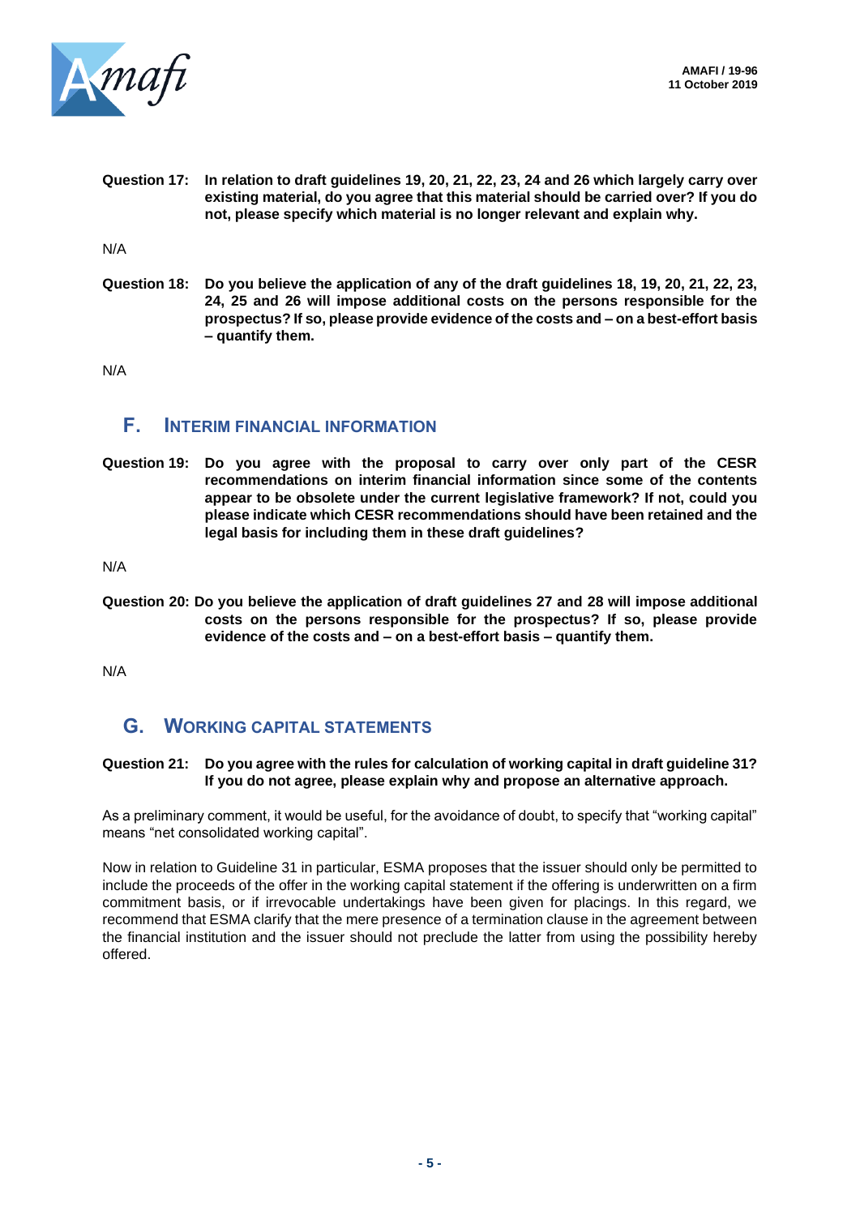**Question 17: In relation to draft guidelines 19, 20, 21, 22, 23, 24 and 26 which largely carry over existing material, do you agree that this material should be carried over? If you do not, please specify which material is no longer relevant and explain why.**

N/A

**Question 18: Do you believe the application of any of the draft guidelines 18, 19, 20, 21, 22, 23, 24, 25 and 26 will impose additional costs on the persons responsible for the prospectus? If so, please provide evidence of the costs and – on a best-effort basis – quantify them.**

N/A

## F. Interim Financial Information

**Question 19: Do you agree with the proposal to carry over only part of the CESR recommendations on interim financial information since some of the contents appear to be obsolete under the current legislative framework? If not, could you please indicate which CESR recommendations should have been retained and the legal basis for including them in these draft guidelines?**

N/A

**Question 20: Do you believe the application of draft guidelines 27 and 28 will impose additional costs on the persons responsible for the prospectus? If so, please provide evidence of the costs and – on a best-effort basis – quantify them.**

N/A

## G. Working Capital Statements

**Question 21: Do you agree with the rules for calculation of working capital in draft guideline 31? If you do not agree, please explain why and propose an alternative approach.**

As a preliminary comment, it would be useful, for the avoidance of doubt, to specify that "working capital" means "net consolidated working capital".

Now in relation to Guideline 31 in particular, ESMA proposes that the issuer should only be permitted to include the proceeds of the offer in the working capital statement if the offering is underwritten on a firm commitment basis, or if irrevocable undertakings have been given for placings. In this regard, we recommend that ESMA clarify that the mere presence of a termination clause in the agreement between the financial institution and the issuer should not preclude the latter from using the possibility hereby offered.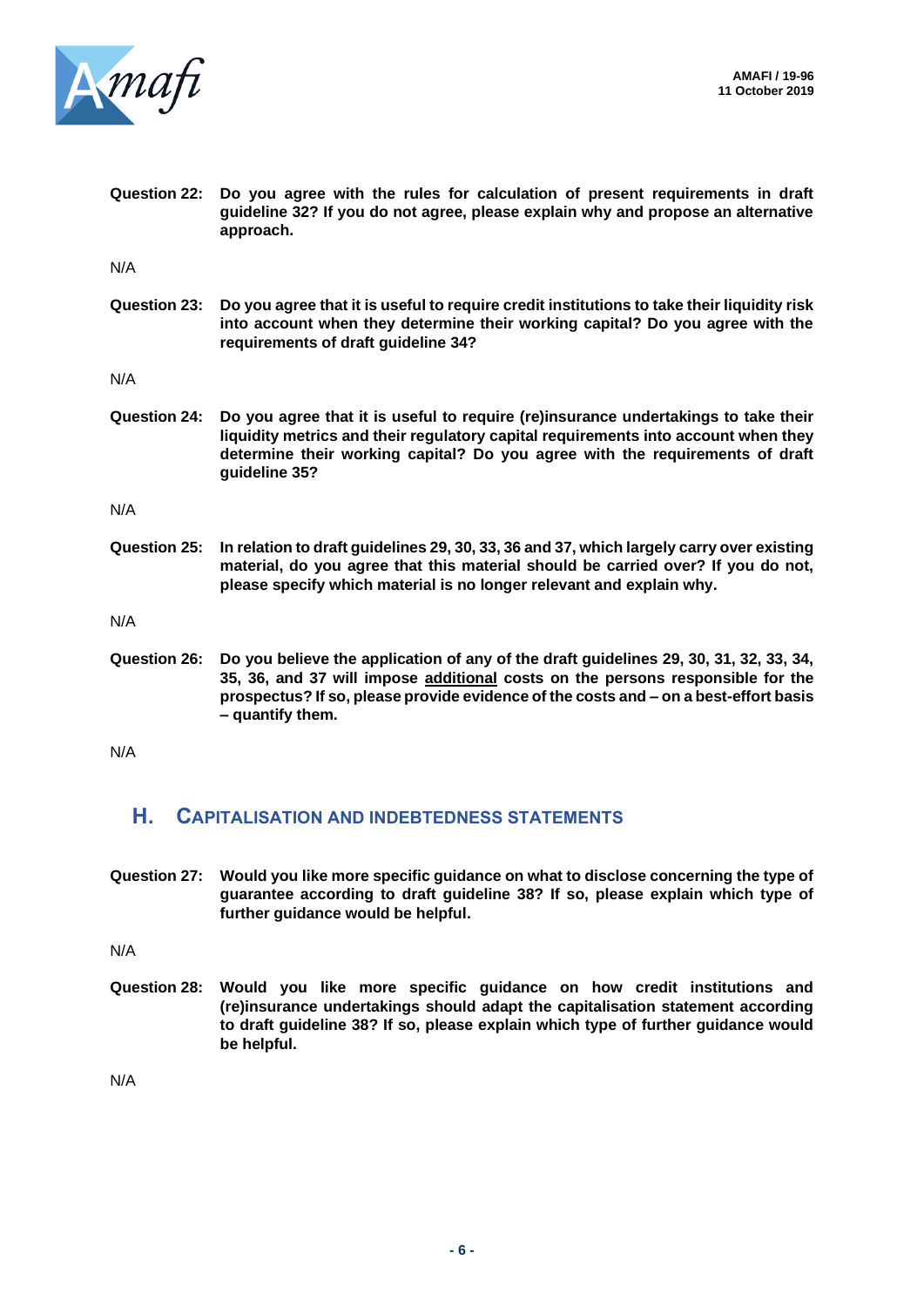**Question 22: Do you agree with the rules for calculation of present requirements in draft guideline 32? If you do not agree, please explain why and propose an alternative approach.**

N/A

**Question 23: Do you agree that it is useful to require credit institutions to take their liquidity risk into account when they determine their working capital? Do you agree with the requirements of draft guideline 34?**

N/A

**Question 24: Do you agree that it is useful to require (re)insurance undertakings to take their liquidity metrics and their regulatory capital requirements into account when they determine their working capital? Do you agree with the requirements of draft guideline 35?**

N/A

**Question 25: In relation to draft guidelines 29, 30, 33, 36 and 37, which largely carry over existing material, do you agree that this material should be carried over? If you do not, please specify which material is no longer relevant and explain why.**

N/A

**Question 26: Do you believe the application of any of the draft guidelines 29, 30, 31, 32, 33, 34, 35, 36, and 37 will impose additional costs on the persons responsible for the prospectus? If so, please provide evidence of the costs and – on a best-effort basis – quantify them.**

N/A

## H. CAPITALISATION AND INDEBTEDNESS STATEMENTS

**Question 27: Would you like more specific guidance on what to disclose concerning the type of guarantee according to draft guideline 38? If so, please explain which type of further guidance would be helpful.**

N/A

**Question 28: Would you like more specific guidance on how credit institutions and (re)insurance undertakings should adapt the capitalisation statement according to draft guideline 38? If so, please explain which type of further guidance would be helpful.**

N/A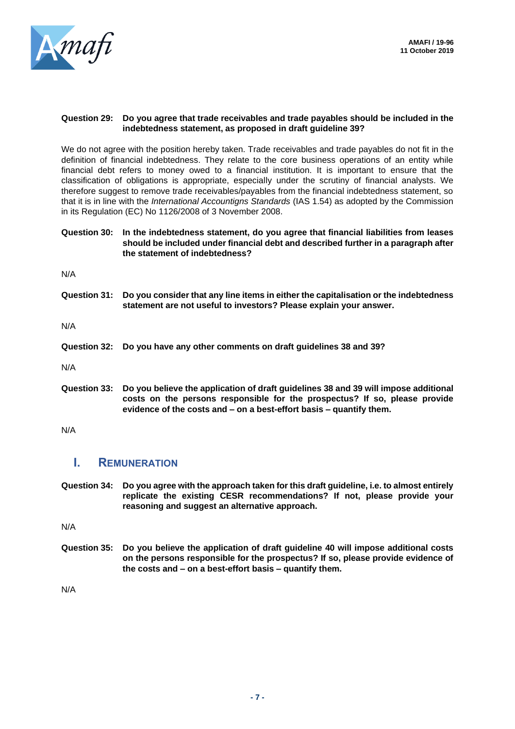**Question 29: Do you agree that trade receivables and trade payables should be included in the indebtedness statement, as proposed in draft guideline 39?**

We do not agree with the position hereby taken. Trade receivables and trade payables do not fit in the definition of financial indebtedness. They relate to the core business operations of an entity while financial debt refers to money owed to a financial institution. It is important to ensure that the classification of obligations is appropriate, especially under the scrutiny of financial analysts. We therefore suggest to remove trade receivables/payables from the financial indebtedness statement, so that it is in line with the *International Accountigns Standards* (IAS 1.54) as adopted by the Commission in its Regulation (EC) No 1126/2008 of 3 November 2008.

**Question 30: In the indebtedness statement, do you agree that financial liabilities from leases should be included under financial debt and described further in a paragraph after the statement of indebtedness?**

N/A

**Question 31: Do you consider that any line items in either the capitalisation or the indebtedness statement are not useful to investors? Please explain your answer.**

N/A

**Question 32: Do you have any other comments on draft guidelines 38 and 39?**

N/A

**Question 33: Do you believe the application of draft guidelines 38 and 39 will impose additional costs on the persons responsible for the prospectus? If so, please provide evidence of the costs and – on a best-effort basis – quantify them.**

N/A

## I. REMUNERATION

**Question 34: Do you agree with the approach taken for this draft guideline, i.e. to almost entirely replicate the existing CESR recommendations? If not, please provide your reasoning and suggest an alternative approach.**

N/A

**Question 35: Do you believe the application of draft guideline 40 will impose additional costs on the persons responsible for the prospectus? If so, please provide evidence of the costs and – on a best-effort basis – quantify them.**

N/A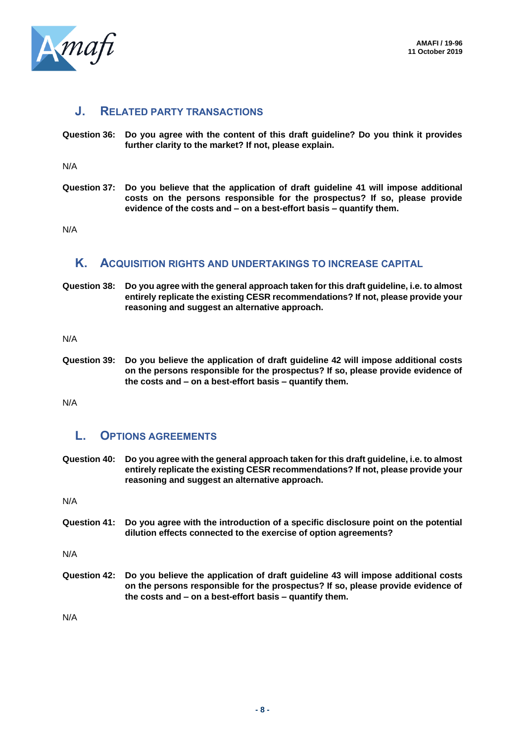## J. Related party transactions

**Question 36: Do you agree with the content of this draft guideline? Do you think it provides further clarity to the market? If not, please explain.**

N/A

**Question 37: Do you believe that the application of draft guideline 41 will impose additional costs on the persons responsible for the prospectus? If so, please provide evidence of the costs and – on a best-effort basis – quantify them.**

N/A

## K. Acquisition rights and undertakings to increase capital

**Question 38: Do you agree with the general approach taken for this draft guideline, i.e. to almost entirely replicate the existing CESR recommendations? If not, please provide your reasoning and suggest an alternative approach.**

N/A

**Question 39: Do you believe the application of draft guideline 42 will impose additional costs on the persons responsible for the prospectus? If so, please provide evidence of the costs and – on a best-effort basis – quantify them.**

N/A

## L. Options agreements

**Question 40: Do you agree with the general approach taken for this draft guideline, i.e. to almost entirely replicate the existing CESR recommendations? If not, please provide your reasoning and suggest an alternative approach.**

N/A

**Question 41: Do you agree with the introduction of a specific disclosure point on the potential dilution effects connected to the exercise of option agreements?**

N/A

**Question 42: Do you believe the application of draft guideline 43 will impose additional costs on the persons responsible for the prospectus? If so, please provide evidence of the costs and – on a best-effort basis – quantify them.**

N/A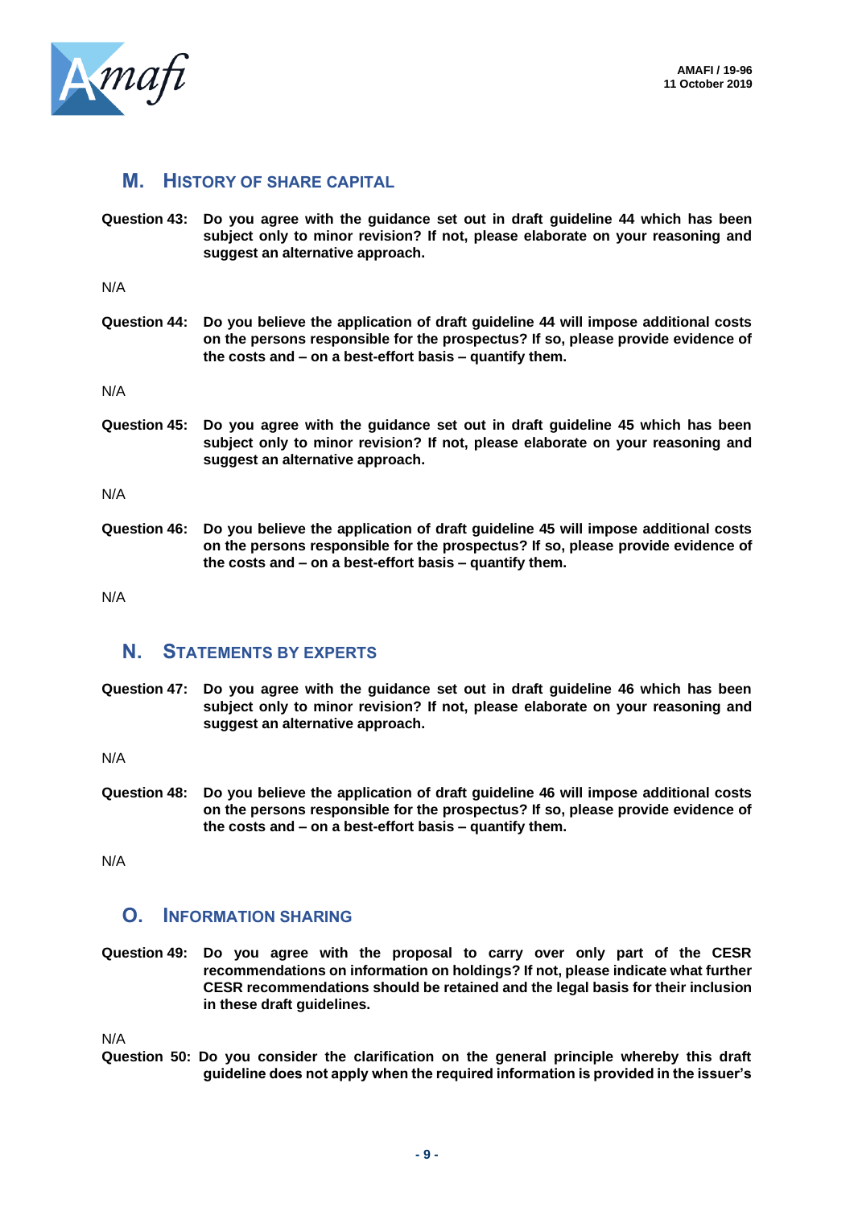## M. History of share capital

**Question 43: Do you agree with the guidance set out in draft guideline 44 which has been subject only to minor revision? If not, please elaborate on your reasoning and suggest an alternative approach.**

N/A

**Question 44: Do you believe the application of draft guideline 44 will impose additional costs on the persons responsible for the prospectus? If so, please provide evidence of the costs and – on a best-effort basis – quantify them.**

N/A

**Question 45: Do you agree with the guidance set out in draft guideline 45 which has been subject only to minor revision? If not, please elaborate on your reasoning and suggest an alternative approach.**

N/A

**Question 46: Do you believe the application of draft guideline 45 will impose additional costs on the persons responsible for the prospectus? If so, please provide evidence of the costs and – on a best-effort basis – quantify them.**

N/A

## N. Statements by experts

**Question 47: Do you agree with the guidance set out in draft guideline 46 which has been subject only to minor revision? If not, please elaborate on your reasoning and suggest an alternative approach.**

N/A

**Question 48: Do you believe the application of draft guideline 46 will impose additional costs on the persons responsible for the prospectus? If so, please provide evidence of the costs and – on a best-effort basis – quantify them.**

N/A

## O. Information sharing

**Question 49: Do you agree with the proposal to carry over only part of the CESR recommendations on information on holdings? If not, please indicate what further CESR recommendations should be retained and the legal basis for their inclusion in these draft guidelines.**

N/A

**Question 50: Do you consider the clarification on the general principle whereby this draft guideline does not apply when the required information is provided in the issuer's**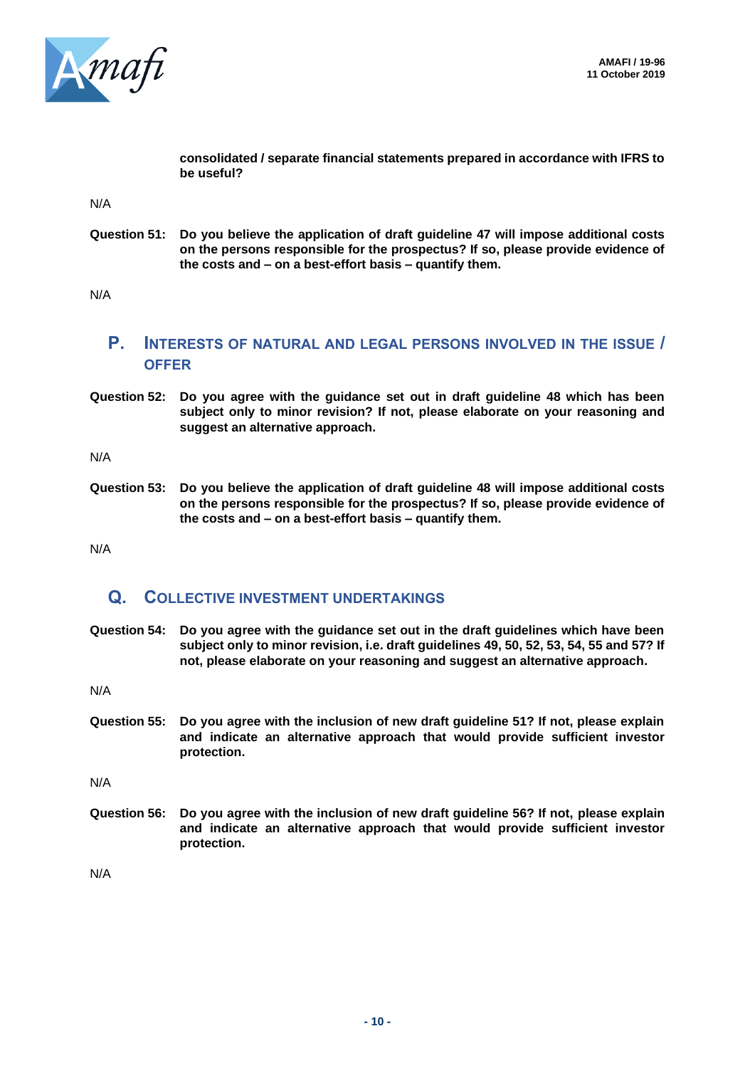**consolidated / separate financial statements prepared in accordance with IFRS to be useful?**

N/A

**Question 51: Do you believe the application of draft guideline 47 will impose additional costs on the persons responsible for the prospectus? If so, please provide evidence of the costs and – on a best-effort basis – quantify them.**

N/A

## P. INTERESTS OF NATURAL AND LEGAL PERSONS INVOLVED IN THE ISSUE / OFFER

**Question 52: Do you agree with the guidance set out in draft guideline 48 which has been subject only to minor revision? If not, please elaborate on your reasoning and suggest an alternative approach.**

N/A

**Question 53: Do you believe the application of draft guideline 48 will impose additional costs on the persons responsible for the prospectus? If so, please provide evidence of the costs and – on a best-effort basis – quantify them.**

N/A

## Q. COLLECTIVE INVESTMENT UNDERTAKINGS

**Question 54: Do you agree with the guidance set out in the draft guidelines which have been subject only to minor revision, i.e. draft guidelines 49, 50, 52, 53, 54, 55 and 57? If not, please elaborate on your reasoning and suggest an alternative approach.**

N/A

**Question 55: Do you agree with the inclusion of new draft guideline 51? If not, please explain and indicate an alternative approach that would provide sufficient investor protection.**

N/A

**Question 56: Do you agree with the inclusion of new draft guideline 56? If not, please explain and indicate an alternative approach that would provide sufficient investor protection.**

N/A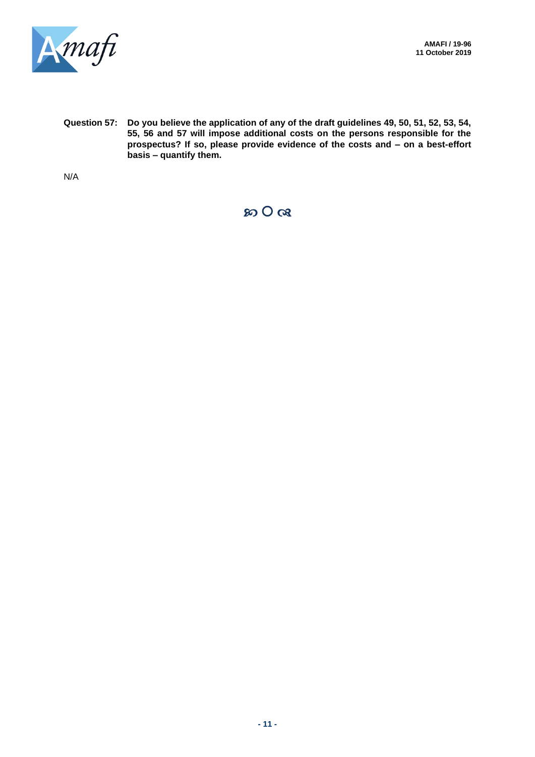**Question 57: Do you believe the application of any of the draft guidelines 49, 50, 51, 52, 53, 54, 55, 56 and 57 will impose additional costs on the persons responsible for the prospectus? If so, please provide evidence of the costs and – on a best-effort basis – quantify them.**

N/A

℘ O ℘